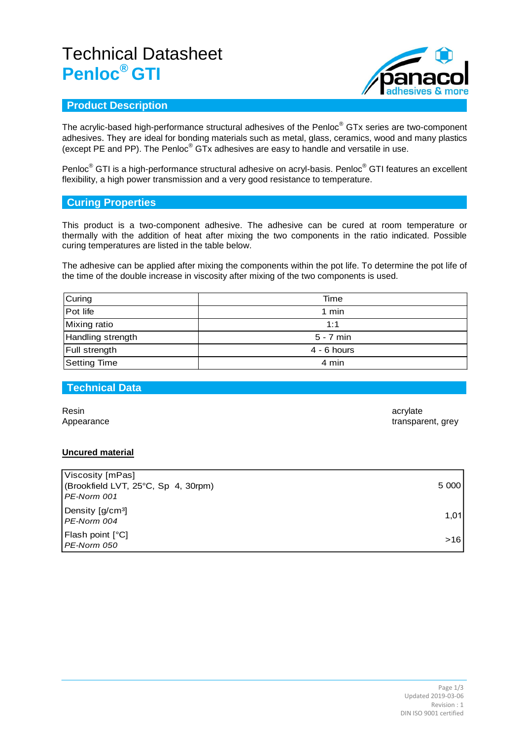# Technical Datasheet
# Penloc® GTI

## Product Description

The acrylic-based high-performance structural adhesives of the Penloc® GTx series are two-component adhesives. They are ideal for bonding materials such as metal, glass, ceramics, wood and many plastics (except PE and PP). The Penloc® GTx adhesives are easy to handle and versatile in use.

Penloc® GTI is a high-performance structural adhesive on acryl-basis. Penloc® GTI features an excellent flexibility, a high power transmission and a very good resistance to temperature.

## Curing Properties

This product is a two-component adhesive. The adhesive can be cured at room temperature or thermally with the addition of heat after mixing the two components in the ratio indicated. Possible curing temperatures are listed in the table below.

The adhesive can be applied after mixing the components within the pot life. To determine the pot life of the time of the double increase in viscosity after mixing of the two components is used.

| Curing | Time |
|---|---|
| Pot life | 1 min |
| Mixing ratio | 1:1 |
| Handling strength | 5 - 7 min |
| Full strength | 4 - 6 hours |
| Setting Time | 4 min |

## Technical Data

| | |
|---|---|
| Resin | acrylate |
| Appearance | transparent, grey |

**Uncured material**

| | |
|---|---|
| Viscosity [mPas]<br>(Brookfield LVT, 25°C, Sp 4, 30rpm)<br>*PE-Norm 001* | 5 000 |
| Density [g/cm³]<br>*PE-Norm 004* | 1,01 |
| Flash point [°C]<br>*PE-Norm 050* | >16 |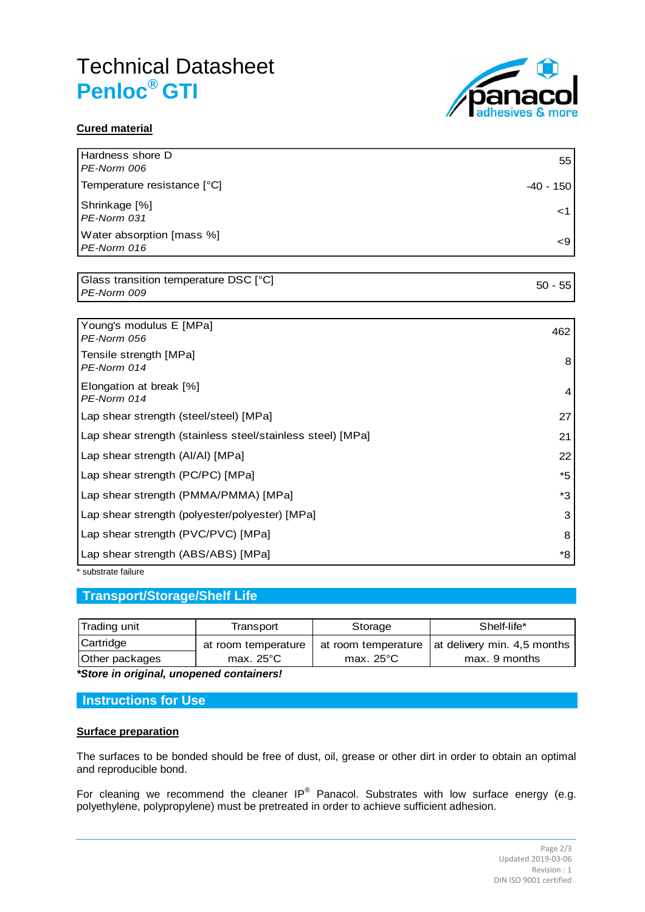# Technical Datasheet
## Penloc® GTI

**Cured material**

| Property | Value |
|---|---|
| Hardness shore D<br>*PE-Norm 006* | 55 |
| Temperature resistance [°C] | -40 - 150 |
| Shrinkage [%]<br>*PE-Norm 031* | <1 |
| Water absorption [mass %]<br>*PE-Norm 016* | <9 |

| Property | Value |
|---|---|
| Glass transition temperature DSC [°C]<br>*PE-Norm 009* | 50 - 55 |

| Property | Value |
|---|---|
| Young's modulus E [MPa]<br>*PE-Norm 056* | 462 |
| Tensile strength [MPa]<br>*PE-Norm 014* | 8 |
| Elongation at break [%]<br>*PE-Norm 014* | 4 |
| Lap shear strength (steel/steel) [MPa] | 27 |
| Lap shear strength (stainless steel/stainless steel) [MPa] | 21 |
| Lap shear strength (Al/Al) [MPa] | 22 |
| Lap shear strength (PC/PC) [MPa] | *5 |
| Lap shear strength (PMMA/PMMA) [MPa] | *3 |
| Lap shear strength (polyester/polyester) [MPa] | 3 |
| Lap shear strength (PVC/PVC) [MPa] | 8 |
| Lap shear strength (ABS/ABS) [MPa] | *8 |

\* substrate failure

## Transport/Storage/Shelf Life

| Trading unit | Transport | Storage | Shelf-life* |
|---|---|---|---|
| Cartridge | at room temperature | at room temperature | at delivery min. 4,5 months |
| Other packages | max. 25°C | max. 25°C | max. 9 months |

***Store in original, unopened containers!***

## Instructions for Use

**Surface preparation**

The surfaces to be bonded should be free of dust, oil, grease or other dirt in order to obtain an optimal and reproducible bond.

For cleaning we recommend the cleaner IP® Panacol. Substrates with low surface energy (e.g. polyethylene, polypropylene) must be pretreated in order to achieve sufficient adhesion.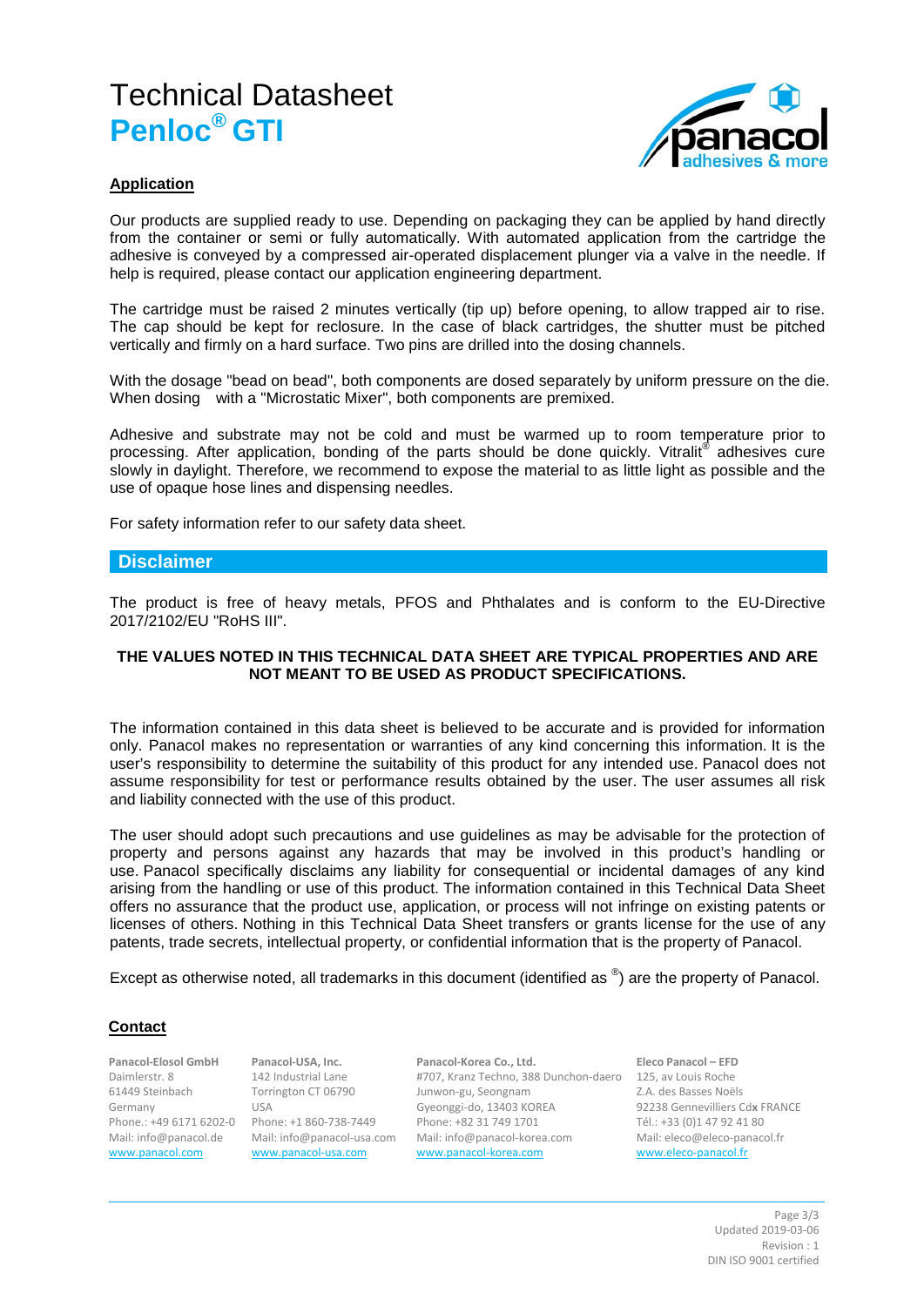# Technical Datasheet
# Penloc® GTI

## Application

Our products are supplied ready to use. Depending on packaging they can be applied by hand directly from the container or semi or fully automatically. With automated application from the cartridge the adhesive is conveyed by a compressed air-operated displacement plunger via a valve in the needle. If help is required, please contact our application engineering department.

The cartridge must be raised 2 minutes vertically (tip up) before opening, to allow trapped air to rise. The cap should be kept for reclosure. In the case of black cartridges, the shutter must be pitched vertically and firmly on a hard surface. Two pins are drilled into the dosing channels.

With the dosage "bead on bead", both components are dosed separately by uniform pressure on the die. When dosing with a "Microstatic Mixer", both components are premixed.

Adhesive and substrate may not be cold and must be warmed up to room temperature prior to processing. After application, bonding of the parts should be done quickly. Vitralit® adhesives cure slowly in daylight. Therefore, we recommend to expose the material to as little light as possible and the use of opaque hose lines and dispensing needles.

For safety information refer to our safety data sheet.

## Disclaimer

The product is free of heavy metals, PFOS and Phthalates and is conform to the EU-Directive 2017/2102/EU "RoHS III".

**THE VALUES NOTED IN THIS TECHNICAL DATA SHEET ARE TYPICAL PROPERTIES AND ARE NOT MEANT TO BE USED AS PRODUCT SPECIFICATIONS.**

The information contained in this data sheet is believed to be accurate and is provided for information only. Panacol makes no representation or warranties of any kind concerning this information. It is the user's responsibility to determine the suitability of this product for any intended use. Panacol does not assume responsibility for test or performance results obtained by the user. The user assumes all risk and liability connected with the use of this product.

The user should adopt such precautions and use guidelines as may be advisable for the protection of property and persons against any hazards that may be involved in this product's handling or use. Panacol specifically disclaims any liability for consequential or incidental damages of any kind arising from the handling or use of this product. The information contained in this Technical Data Sheet offers no assurance that the product use, application, or process will not infringe on existing patents or licenses of others. Nothing in this Technical Data Sheet transfers or grants license for the use of any patents, trade secrets, intellectual property, or confidential information that is the property of Panacol.

Except as otherwise noted, all trademarks in this document (identified as ®) are the property of Panacol.

## Contact

**Panacol-Elosol GmbH**
Daimlerstr. 8
61449 Steinbach
Germany
Phone.: +49 6171 6202-0
Mail: info@panacol.de
www.panacol.com

**Panacol-USA, Inc.**
142 Industrial Lane
Torrington CT 06790
USA
Phone: +1 860-738-7449
Mail: info@panacol-usa.com
www.panacol-usa.com

**Panacol-Korea Co., Ltd.**
#707, Kranz Techno, 388 Dunchon-daero
Junwon-gu, Seongnam
Gyeonggi-do, 13403 KOREA
Phone: +82 31 749 1701
Mail: info@panacol-korea.com
www.panacol-korea.com

**Eleco Panacol – EFD**
125, av Louis Roche
Z.A. des Basses Noëls
92238 Gennevilliers Cdx FRANCE
Tél.: +33 (0)1 47 92 41 80
Mail: eleco@eleco-panacol.fr
www.eleco-panacol.fr

Updated 2019-03-06
Revision : 1
DIN ISO 9001 certified